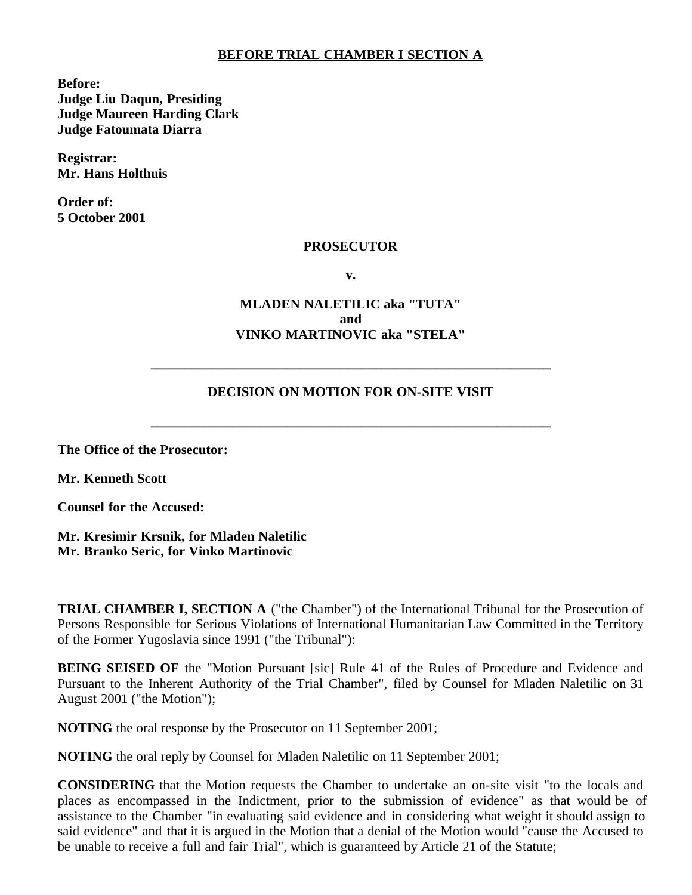**BEFORE TRIAL CHAMBER I SECTION A**

**Before:**
**Judge Liu Daqun, Presiding**
**Judge Maureen Harding Clark**
**Judge Fatoumata Diarra**

**Registrar:**
**Mr. Hans Holthuis**

**Order of:**
**5 October 2001**

**PROSECUTOR**

**v.**

**MLADEN NALETILIC aka "TUTA"**
**and**
**VINKO MARTINOVIC aka "STELA"**

---

**DECISION ON MOTION FOR ON-SITE VISIT**

---

**The Office of the Prosecutor:**

**Mr. Kenneth Scott**

**Counsel for the Accused:**

**Mr. Kresimir Krsnik, for Mladen Naletilic**
**Mr. Branko Seric, for Vinko Martinovic**

**TRIAL CHAMBER I, SECTION A** ("the Chamber") of the International Tribunal for the Prosecution of Persons Responsible for Serious Violations of International Humanitarian Law Committed in the Territory of the Former Yugoslavia since 1991 ("the Tribunal"):

**BEING SEISED OF** the "Motion Pursuant [sic] Rule 41 of the Rules of Procedure and Evidence and Pursuant to the Inherent Authority of the Trial Chamber", filed by Counsel for Mladen Naletilic on 31 August 2001 ("the Motion");

**NOTING** the oral response by the Prosecutor on 11 September 2001;

**NOTING** the oral reply by Counsel for Mladen Naletilic on 11 September 2001;

**CONSIDERING** that the Motion requests the Chamber to undertake an on-site visit "to the locals and places as encompassed in the Indictment, prior to the submission of evidence" as that would be of assistance to the Chamber "in evaluating said evidence and in considering what weight it should assign to said evidence" and that it is argued in the Motion that a denial of the Motion would "cause the Accused to be unable to receive a full and fair Trial", which is guaranteed by Article 21 of the Statute;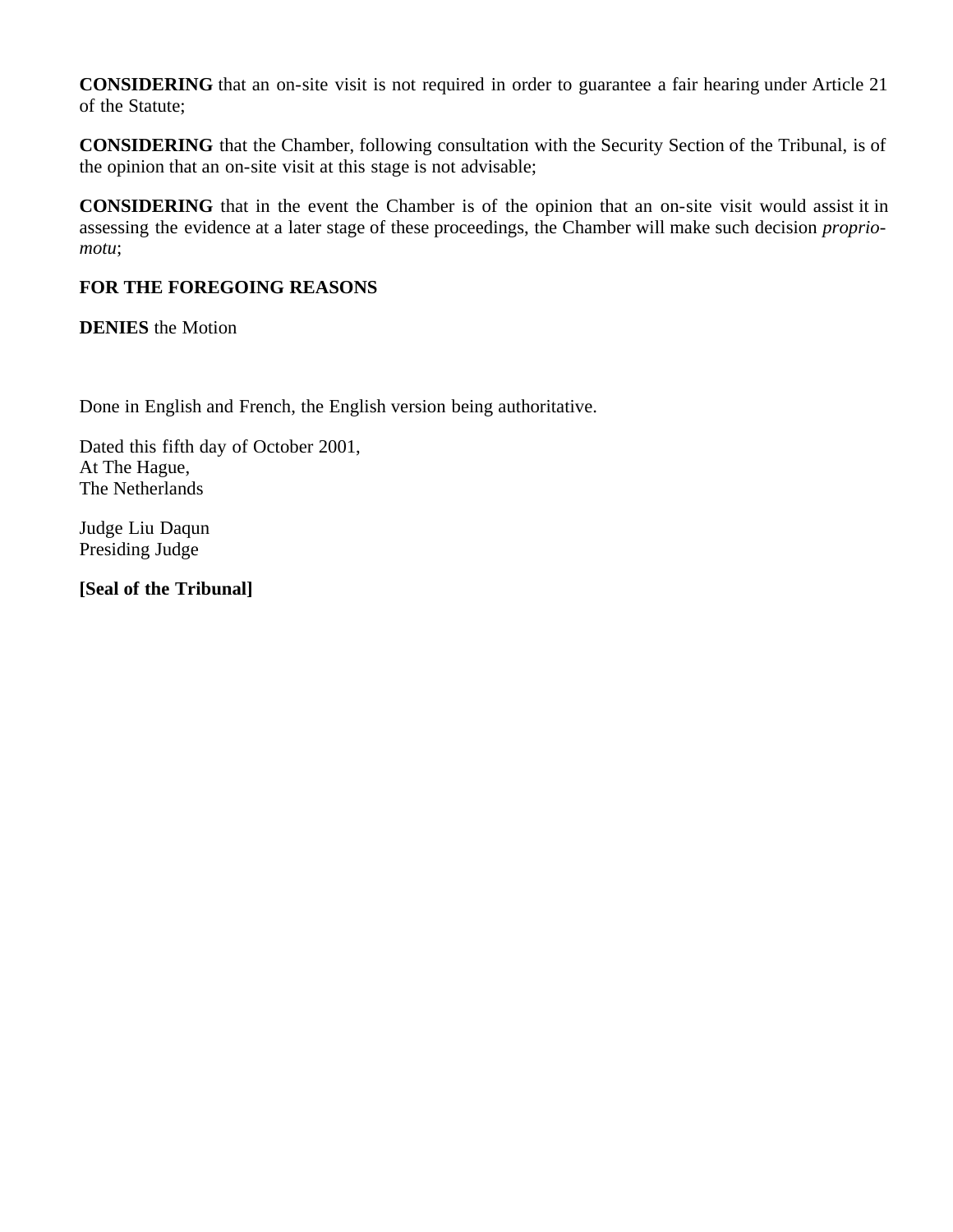**CONSIDERING** that an on-site visit is not required in order to guarantee a fair hearing under Article 21 of the Statute;

**CONSIDERING** that the Chamber, following consultation with the Security Section of the Tribunal, is of the opinion that an on-site visit at this stage is not advisable;

**CONSIDERING** that in the event the Chamber is of the opinion that an on-site visit would assist it in assessing the evidence at a later stage of these proceedings, the Chamber will make such decision *proprio-motu*;

**FOR THE FOREGOING REASONS**

**DENIES** the Motion

Done in English and French, the English version being authoritative.

Dated this fifth day of October 2001,
At The Hague,
The Netherlands

Judge Liu Daqun
Presiding Judge

**[Seal of the Tribunal]**